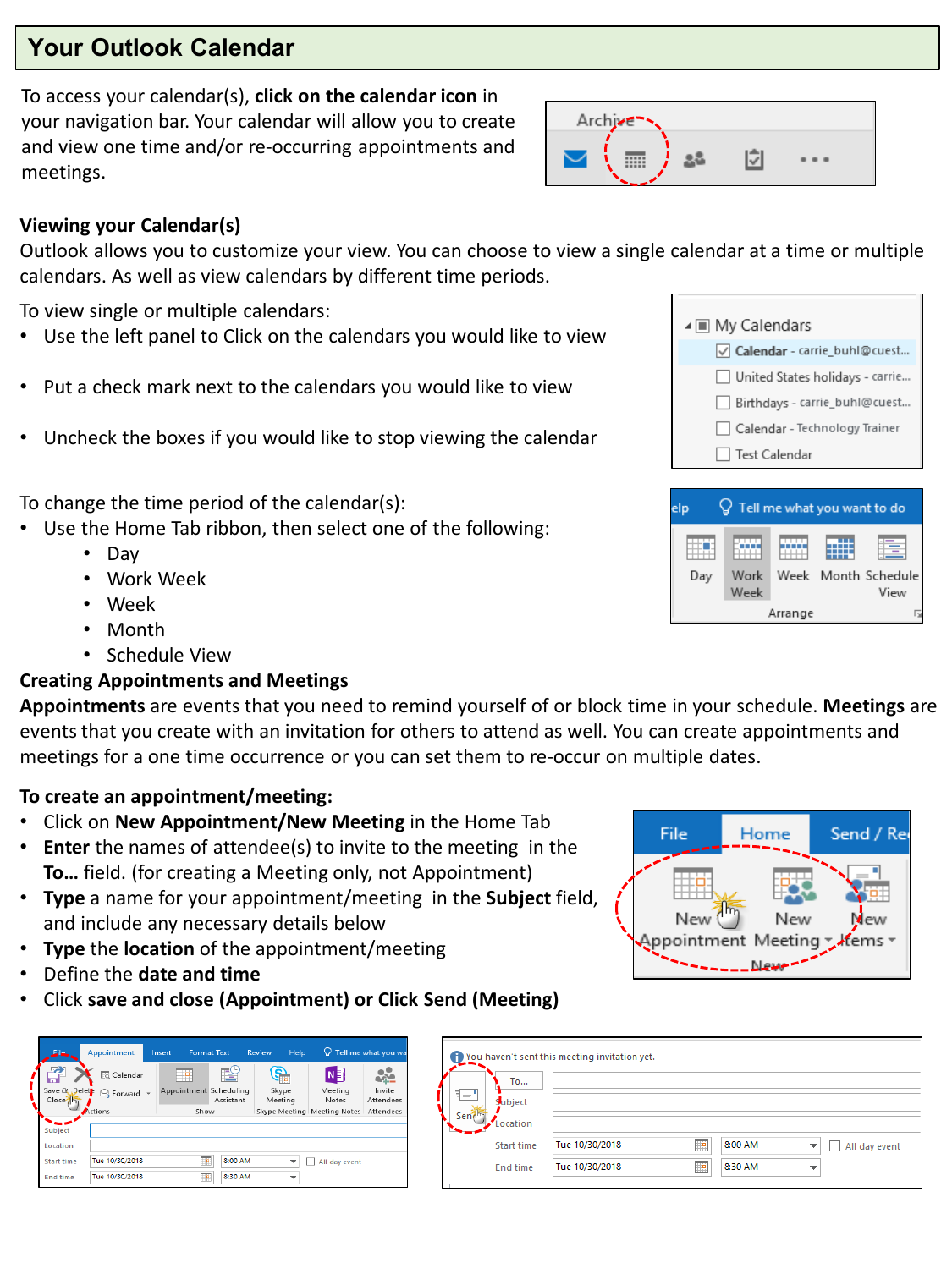# Your Outlook Calendar

To access your calendar(s), **click on the calendar icon** in your navigation bar. Your calendar will allow you to create and view one time and/or re-occurring appointments and meetings.

### Viewing your Calendar(s)

Outlook allows you to customize your view. You can choose to view a single calendar at a time or multiple calendars. As well as view calendars by different time periods.

To view single or multiple calendars:

- Use the left panel to Click on the calendars you would like to view
- Put a check mark next to the calendars you would like to view
- Uncheck the boxes if you would like to stop viewing the calendar

To change the time period of the calendar(s):

- Use the Home Tab ribbon, then select one of the following:
  - Day
  - Work Week
  - Week
  - Month
  - Schedule View

### Creating Appointments and Meetings

**Appointments** are events that you need to remind yourself of or block time in your schedule. **Meetings** are events that you create with an invitation for others to attend as well. You can create appointments and meetings for a one time occurrence or you can set them to re-occur on multiple dates.

**To create an appointment/meeting:**

- Click on **New Appointment/New Meeting** in the Home Tab
- **Enter** the names of attendee(s) to invite to the meeting in the **To…** field. (for creating a Meeting only, not Appointment)
- **Type** a name for your appointment/meeting in the **Subject** field, and include any necessary details below
- **Type** the **location** of the appointment/meeting
- Define the **date and time**
- Click **save and close (Appointment) or Click Send (Meeting)**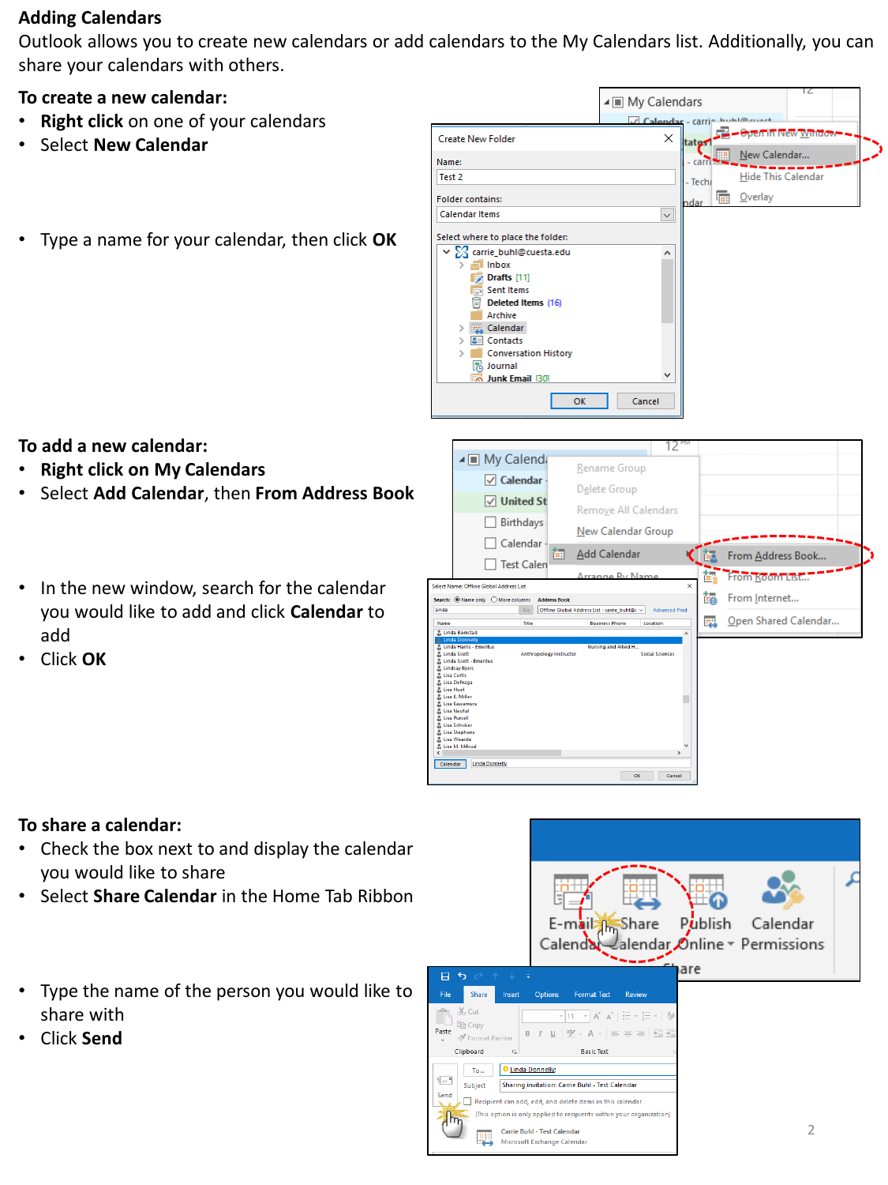## Adding Calendars

Outlook allows you to create new calendars or add calendars to the My Calendars list. Additionally, you can share your calendars with others.

**To create a new calendar:**

- **Right click** on one of your calendars
- Select **New Calendar**
- Type a name for your calendar, then click **OK**

**To add a new calendar:**

- **Right click on My Calendars**
- Select **Add Calendar**, then **From Address Book**
- In the new window, search for the calendar you would like to add and click **Calendar** to add
- Click **OK**

**To share a calendar:**

- Check the box next to and display the calendar you would like to share
- Select **Share Calendar** in the Home Tab Ribbon
- Type the name of the person you would like to share with
- Click **Send**